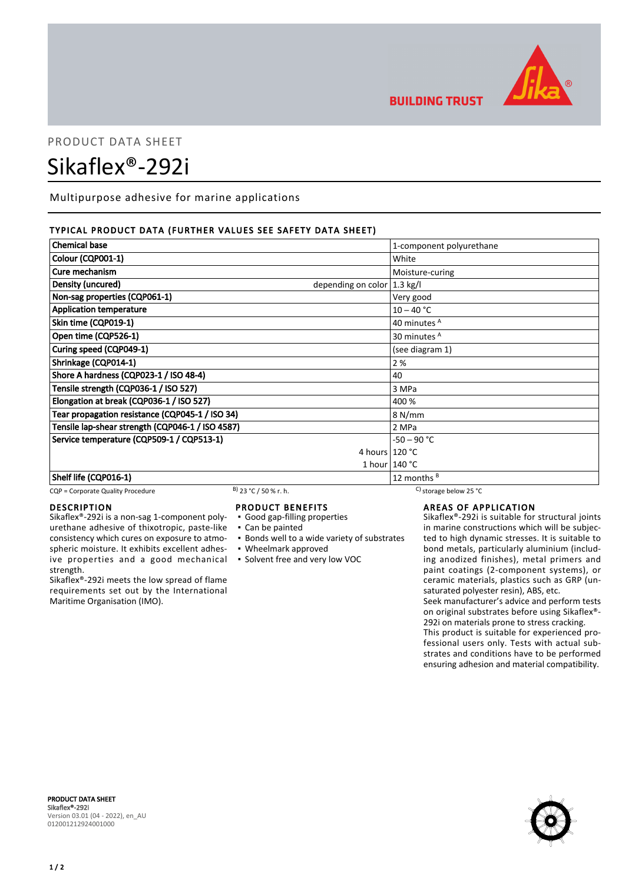PRODUCT DATA SHEET

# Sikaflex®-292i

Multipurpose adhesive for marine applications

## TYPICAL PRODUCT DATA (FURTHER VALUES SEE SAFETY DATA SHEET)

| | | |
|---|---|---|
| **Chemical base** | | 1-component polyurethane |
| **Colour (CQP001-1)** | | White |
| **Cure mechanism** | | Moisture-curing |
| **Density (uncured)** | depending on color | 1.3 kg/l |
| **Non-sag properties (CQP061-1)** | | Very good |
| **Application temperature** | | 10 – 40 °C |
| **Skin time (CQP019-1)** | | 40 minutes [A] |
| **Open time (CQP526-1)** | | 30 minutes [A] |
| **Curing speed (CQP049-1)** | | (see diagram 1) |
| **Shrinkage (CQP014-1)** | | 2 % |
| **Shore A hardness (CQP023-1 / ISO 48-4)** | | 40 |
| **Tensile strength (CQP036-1 / ISO 527)** | | 3 MPa |
| **Elongation at break (CQP036-1 / ISO 527)** | | 400 % |
| **Tear propagation resistance (CQP045-1 / ISO 34)** | | 8 N/mm |
| **Tensile lap-shear strength (CQP046-1 / ISO 4587)** | | 2 MPa |
| **Service temperature (CQP509-1 / CQP513-1)** | | -50 – 90 °C |
| | 4 hours | 120 °C |
| | 1 hour | 140 °C |
| **Shelf life (CQP016-1)** | | 12 months [B] |

CQP = Corporate Quality Procedure
[B] 23 °C / 50 % r. h.
[C] storage below 25 °C

## DESCRIPTION

Sikaflex®-292i is a non-sag 1-component polyurethane adhesive of thixotropic, paste-like consistency which cures on exposure to atmospheric moisture. It exhibits excellent adhesive properties and a good mechanical strength.

Sikaflex®-292i meets the low spread of flame requirements set out by the International Maritime Organisation (IMO).

## PRODUCT BENEFITS

- Good gap-filling properties
- Can be painted
- Bonds well to a wide variety of substrates
- Wheelmark approved
- Solvent free and very low VOC

## AREAS OF APPLICATION

Sikaflex®-292i is suitable for structural joints in marine constructions which will be subjected to high dynamic stresses. It is suitable to bond metals, particularly aluminium (including anodized finishes), metal primers and paint coatings (2-component systems), or ceramic materials, plastics such as GRP (unsaturated polyester resin), ABS, etc.

Seek manufacturer's advice and perform tests on original substrates before using Sikaflex®-292i on materials prone to stress cracking.

This product is suitable for experienced professional users only. Tests with actual substrates and conditions have to be performed ensuring adhesion and material compatibility.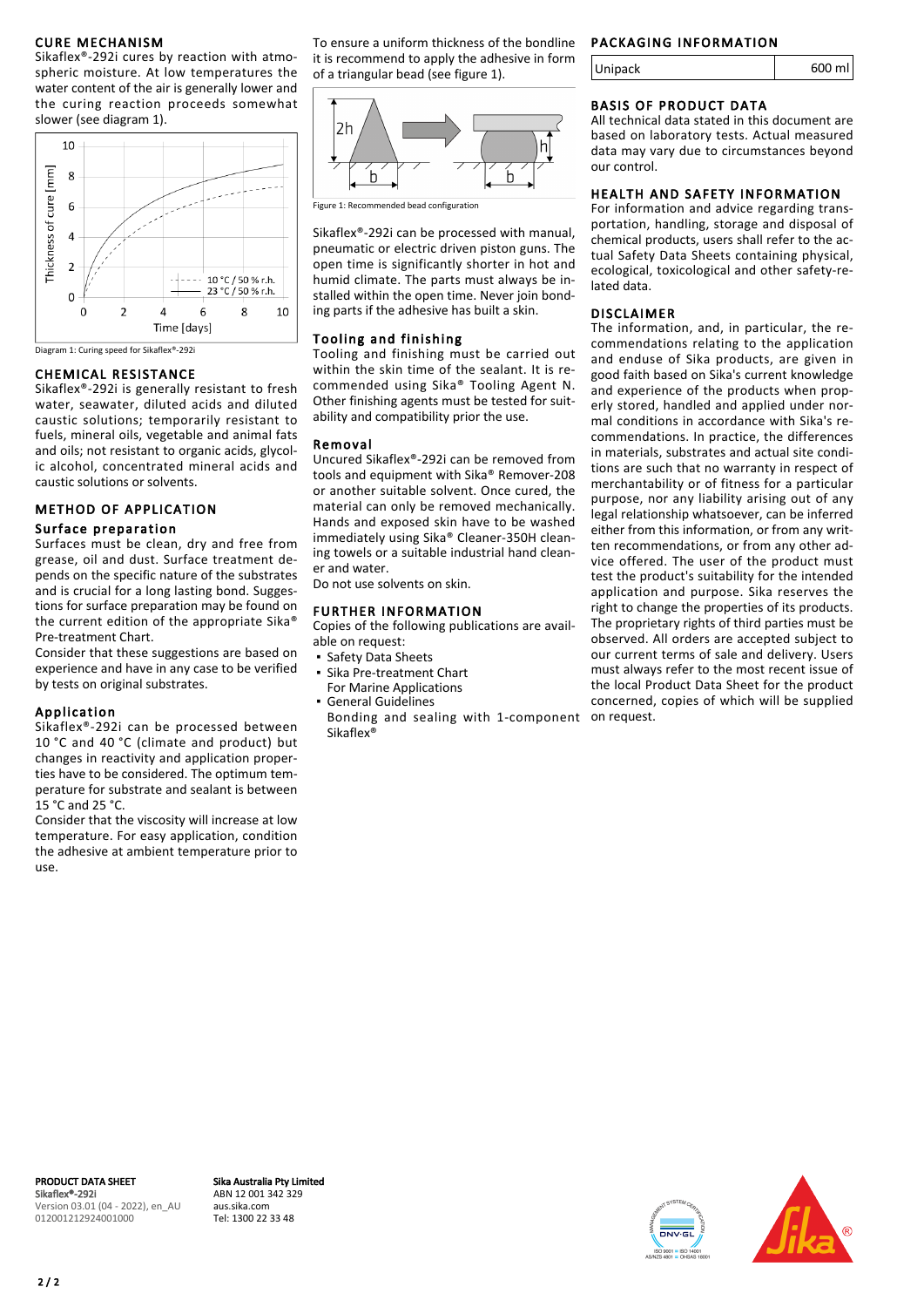## CURE MECHANISM

Sikaflex®-292i cures by reaction with atmospheric moisture. At low temperatures the water content of the air is generally lower and the curing reaction proceeds somewhat slower (see diagram 1).

Thickness of cure [mm]

10
8
6
4
2
0

0 2 4 6 8 10

Time [days]

10 °C / 50 % r.h.
23 °C / 50 % r.h.

Diagram 1: Curing speed for Sikaflex®-292i

## CHEMICAL RESISTANCE

Sikaflex®-292i is generally resistant to fresh water, seawater, diluted acids and diluted caustic solutions; temporarily resistant to fuels, mineral oils, vegetable and animal fats and oils; not resistant to organic acids, glycolic alcohol, concentrated mineral acids and caustic solutions or solvents.

## METHOD OF APPLICATION

### Surface preparation

Surfaces must be clean, dry and free from grease, oil and dust. Surface treatment depends on the specific nature of the substrates and is crucial for a long lasting bond. Suggestions for surface preparation may be found on the current edition of the appropriate Sika® Pre-treatment Chart.

Consider that these suggestions are based on experience and have in any case to be verified by tests on original substrates.

### Application

Sikaflex®-292i can be processed between 10 °C and 40 °C (climate and product) but changes in reactivity and application properties have to be considered. The optimum temperature for substrate and sealant is between 15 °C and 25 °C.

Consider that the viscosity will increase at low temperature. For easy application, condition the adhesive at ambient temperature prior to use.

To ensure a uniform thickness of the bondline it is recommend to apply the adhesive in form of a triangular bead (see figure 1).

2h
b
h
b

Figure 1: Recommended bead configuration

Sikaflex®-292i can be processed with manual, pneumatic or electric driven piston guns. The open time is significantly shorter in hot and humid climate. The parts must always be installed within the open time. Never join bonding parts if the adhesive has built a skin.

### Tooling and finishing

Tooling and finishing must be carried out within the skin time of the sealant. It is recommended using Sika® Tooling Agent N. Other finishing agents must be tested for suitability and compatibility prior the use.

### Removal

Uncured Sikaflex®-292i can be removed from tools and equipment with Sika® Remover-208 or another suitable solvent. Once cured, the material can only be removed mechanically. Hands and exposed skin have to be washed immediately using Sika® Cleaner-350H cleaning towels or a suitable industrial hand cleaner and water.

Do not use solvents on skin.

## FURTHER INFORMATION

Copies of the following publications are available on request:

- Safety Data Sheets
- Sika Pre-treatment Chart For Marine Applications
- General Guidelines Bonding and sealing with 1-component Sikaflex®

## PACKAGING INFORMATION

| | |
|---|---|
| Unipack | 600 ml |

## BASIS OF PRODUCT DATA

All technical data stated in this document are based on laboratory tests. Actual measured data may vary due to circumstances beyond our control.

## HEALTH AND SAFETY INFORMATION

For information and advice regarding transportation, handling, storage and disposal of chemical products, users shall refer to the actual Safety Data Sheets containing physical, ecological, toxicological and other safety-related data.

## DISCLAIMER

The information, and, in particular, the recommendations relating to the application and enduse of Sika products, are given in good faith based on Sika's current knowledge and experience of the products when properly stored, handled and applied under normal conditions in accordance with Sika's recommendations. In practice, the differences in materials, substrates and actual site conditions are such that no warranty in respect of merchantability or of fitness for a particular purpose, nor any liability arising out of any legal relationship whatsoever, can be inferred either from this information, or from any written recommendations, or from any other advice offered. The user of the product must test the product's suitability for the intended application and purpose. Sika reserves the right to change the properties of its products. The proprietary rights of third parties must be observed. All orders are accepted subject to our current terms of sale and delivery. Users must always refer to the most recent issue of the local Product Data Sheet for the product concerned, copies of which will be supplied on request.

**PRODUCT DATA SHEET**
**Sikaflex®-292i**
Version 03.01 (04 - 2022), en_AU
012001212924001000

**Sika Australia Pty Limited**
ABN 12 001 342 329
aus.sika.com
Tel: 1300 22 33 48